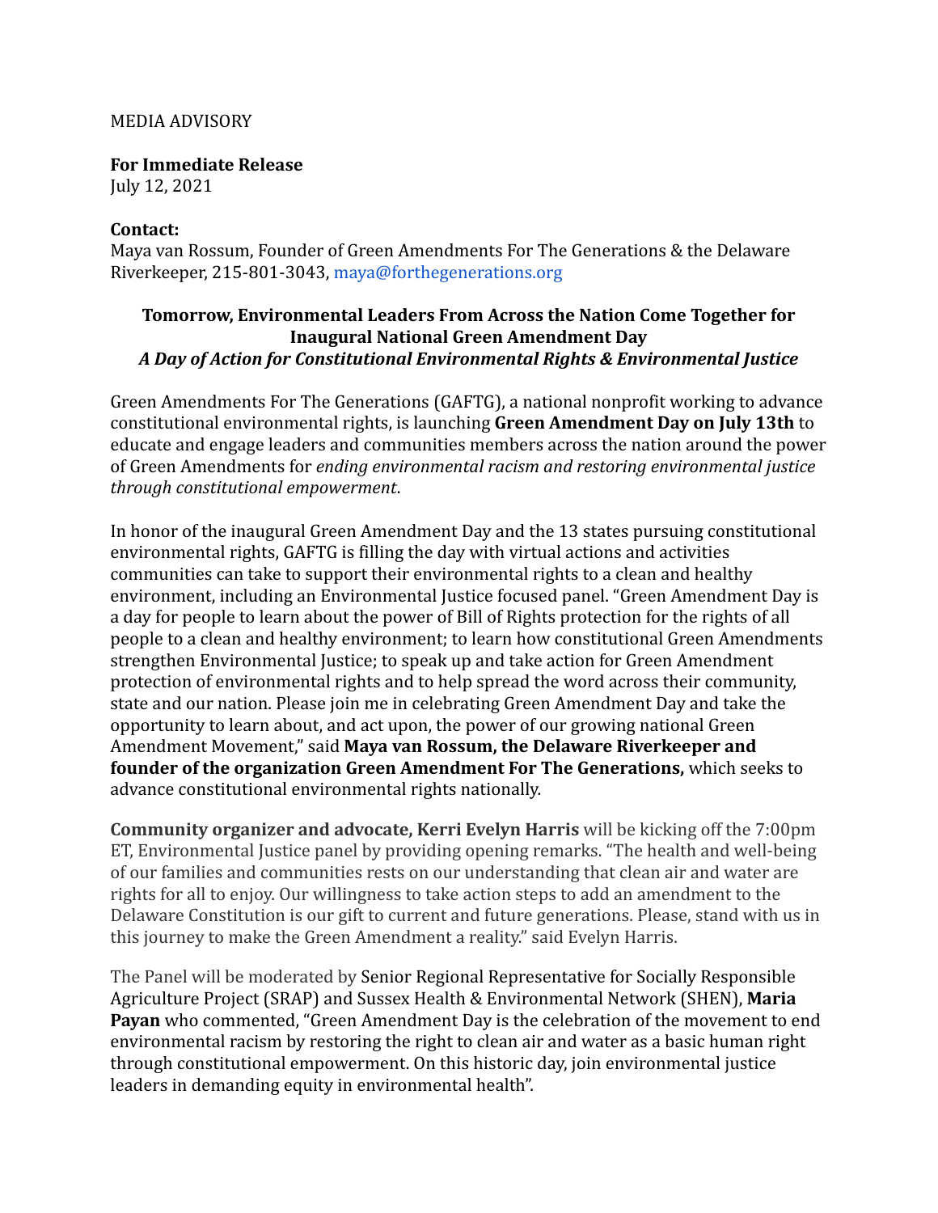MEDIA ADVISORY

**For Immediate Release**
July 12, 2021

**Contact:**
Maya van Rossum, Founder of Green Amendments For The Generations & the Delaware Riverkeeper, 215-801-3043, maya@forthegenerations.org

**Tomorrow, Environmental Leaders From Across the Nation Come Together for Inaugural National Green Amendment Day**
***A Day of Action for Constitutional Environmental Rights & Environmental Justice***

Green Amendments For The Generations (GAFTG), a national nonprofit working to advance constitutional environmental rights, is launching **Green Amendment Day on July 13th** to educate and engage leaders and communities members across the nation around the power of Green Amendments for *ending environmental racism and restoring environmental justice through constitutional empowerment*.

In honor of the inaugural Green Amendment Day and the 13 states pursuing constitutional environmental rights, GAFTG is filling the day with virtual actions and activities communities can take to support their environmental rights to a clean and healthy environment, including an Environmental Justice focused panel. "Green Amendment Day is a day for people to learn about the power of Bill of Rights protection for the rights of all people to a clean and healthy environment; to learn how constitutional Green Amendments strengthen Environmental Justice; to speak up and take action for Green Amendment protection of environmental rights and to help spread the word across their community, state and our nation. Please join me in celebrating Green Amendment Day and take the opportunity to learn about, and act upon, the power of our growing national Green Amendment Movement," said **Maya van Rossum, the Delaware Riverkeeper and founder of the organization Green Amendment For The Generations,** which seeks to advance constitutional environmental rights nationally.

**Community organizer and advocate, Kerri Evelyn Harris** will be kicking off the 7:00pm ET, Environmental Justice panel by providing opening remarks. "The health and well-being of our families and communities rests on our understanding that clean air and water are rights for all to enjoy. Our willingness to take action steps to add an amendment to the Delaware Constitution is our gift to current and future generations. Please, stand with us in this journey to make the Green Amendment a reality." said Evelyn Harris.

The Panel will be moderated by Senior Regional Representative for Socially Responsible Agriculture Project (SRAP) and Sussex Health & Environmental Network (SHEN), **Maria Payan** who commented, "Green Amendment Day is the celebration of the movement to end environmental racism by restoring the right to clean air and water as a basic human right through constitutional empowerment. On this historic day, join environmental justice leaders in demanding equity in environmental health".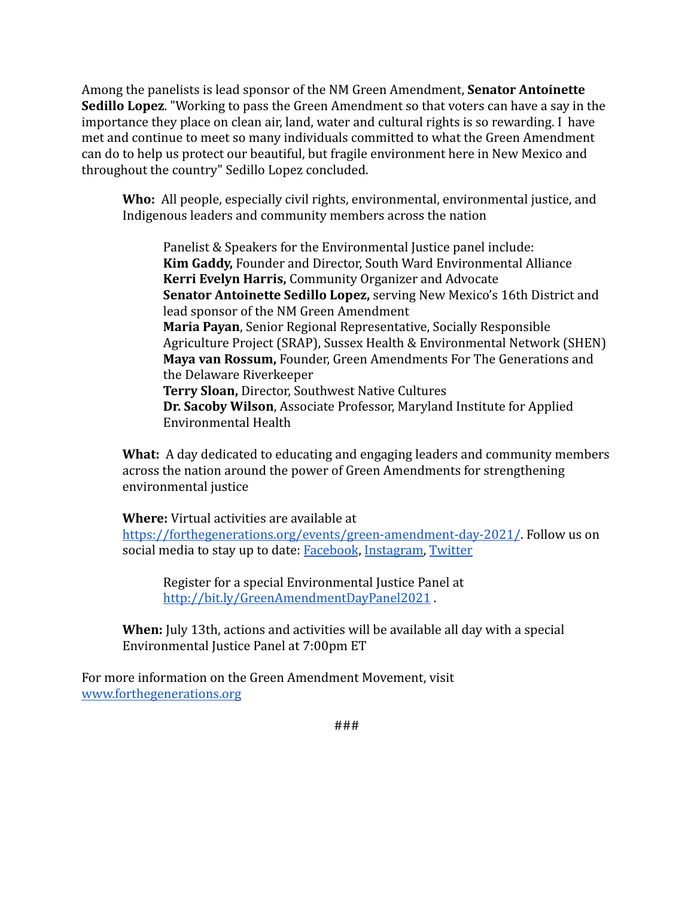Among the panelists is lead sponsor of the NM Green Amendment, **Senator Antoinette Sedillo Lopez**. "Working to pass the Green Amendment so that voters can have a say in the importance they place on clean air, land, water and cultural rights is so rewarding. I have met and continue to meet so many individuals committed to what the Green Amendment can do to help us protect our beautiful, but fragile environment here in New Mexico and throughout the country" Sedillo Lopez concluded.

**Who:** All people, especially civil rights, environmental, environmental justice, and Indigenous leaders and community members across the nation

Panelist & Speakers for the Environmental Justice panel include:
**Kim Gaddy,** Founder and Director, South Ward Environmental Alliance
**Kerri Evelyn Harris,** Community Organizer and Advocate
**Senator Antoinette Sedillo Lopez,** serving New Mexico's 16th District and lead sponsor of the NM Green Amendment
**Maria Payan**, Senior Regional Representative, Socially Responsible Agriculture Project (SRAP), Sussex Health & Environmental Network (SHEN)
**Maya van Rossum,** Founder, Green Amendments For The Generations and the Delaware Riverkeeper
**Terry Sloan,** Director, Southwest Native Cultures
**Dr. Sacoby Wilson**, Associate Professor, Maryland Institute for Applied Environmental Health

**What:** A day dedicated to educating and engaging leaders and community members across the nation around the power of Green Amendments for strengthening environmental justice

**Where:** Virtual activities are available at https://forthegenerations.org/events/green-amendment-day-2021/. Follow us on social media to stay up to date: Facebook, Instagram, Twitter

Register for a special Environmental Justice Panel at http://bit.ly/GreenAmendmentDayPanel2021 .

**When:** July 13th, actions and activities will be available all day with a special Environmental Justice Panel at 7:00pm ET

For more information on the Green Amendment Movement, visit www.forthegenerations.org

###